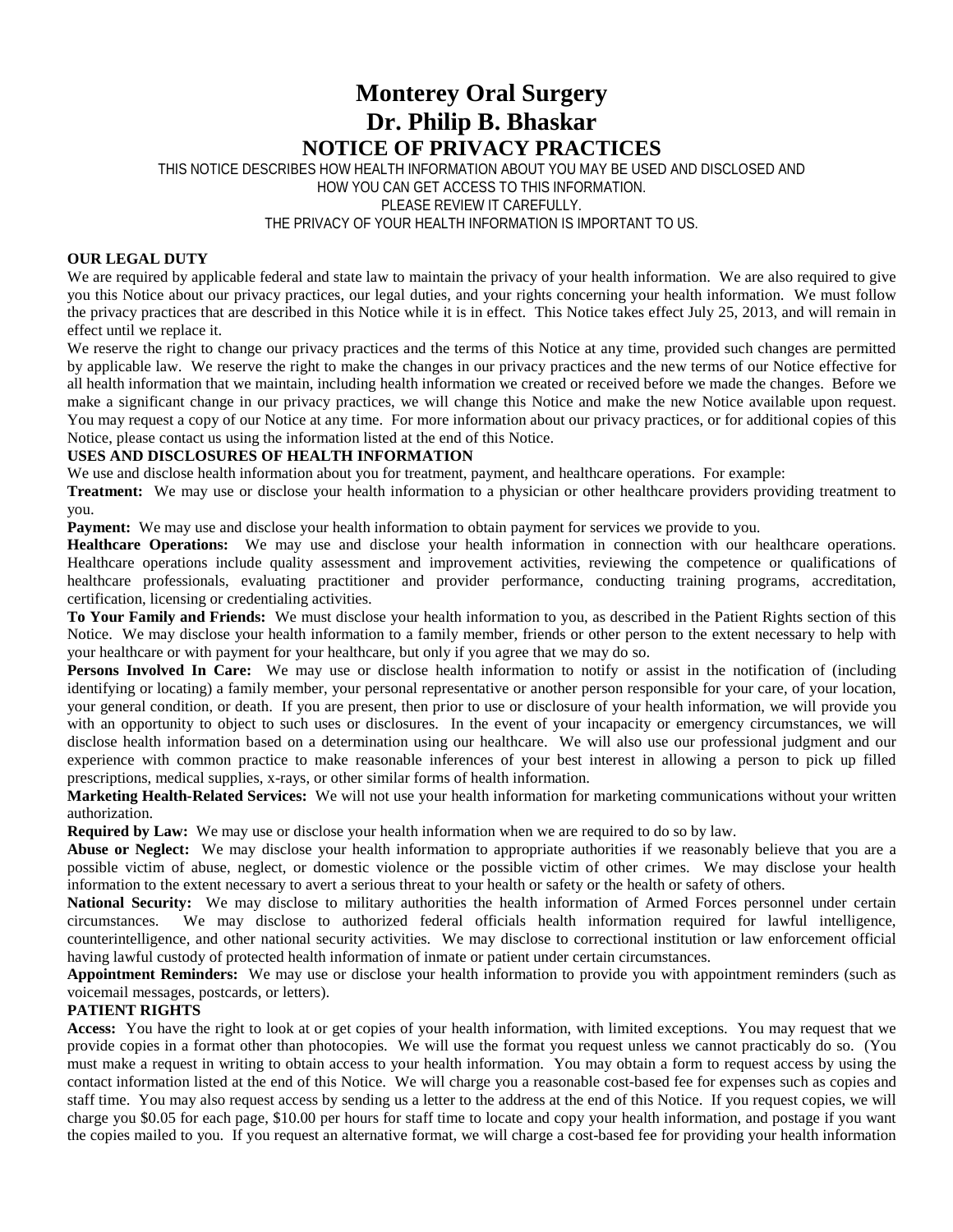# Monterey Oral Surgery

# Dr. Philip B. Bhaskar

## NOTICE OF PRIVACY PRACTICES

THIS NOTICE DESCRIBES HOW HEALTH INFORMATION ABOUT YOU MAY BE USED AND DISCLOSED AND HOW YOU CAN GET ACCESS TO THIS INFORMATION.
PLEASE REVIEW IT CAREFULLY.
THE PRIVACY OF YOUR HEALTH INFORMATION IS IMPORTANT TO US.

### OUR LEGAL DUTY

We are required by applicable federal and state law to maintain the privacy of your health information. We are also required to give you this Notice about our privacy practices, our legal duties, and your rights concerning your health information. We must follow the privacy practices that are described in this Notice while it is in effect. This Notice takes effect July 25, 2013, and will remain in effect until we replace it.

We reserve the right to change our privacy practices and the terms of this Notice at any time, provided such changes are permitted by applicable law. We reserve the right to make the changes in our privacy practices and the new terms of our Notice effective for all health information that we maintain, including health information we created or received before we made the changes. Before we make a significant change in our privacy practices, we will change this Notice and make the new Notice available upon request. You may request a copy of our Notice at any time. For more information about our privacy practices, or for additional copies of this Notice, please contact us using the information listed at the end of this Notice.

### USES AND DISCLOSURES OF HEALTH INFORMATION

We use and disclose health information about you for treatment, payment, and healthcare operations. For example:

**Treatment:** We may use or disclose your health information to a physician or other healthcare providers providing treatment to you.

**Payment:** We may use and disclose your health information to obtain payment for services we provide to you.

**Healthcare Operations:** We may use and disclose your health information in connection with our healthcare operations. Healthcare operations include quality assessment and improvement activities, reviewing the competence or qualifications of healthcare professionals, evaluating practitioner and provider performance, conducting training programs, accreditation, certification, licensing or credentialing activities.

**To Your Family and Friends:** We must disclose your health information to you, as described in the Patient Rights section of this Notice. We may disclose your health information to a family member, friends or other person to the extent necessary to help with your healthcare or with payment for your healthcare, but only if you agree that we may do so.

**Persons Involved In Care:** We may use or disclose health information to notify or assist in the notification of (including identifying or locating) a family member, your personal representative or another person responsible for your care, of your location, your general condition, or death. If you are present, then prior to use or disclosure of your health information, we will provide you with an opportunity to object to such uses or disclosures. In the event of your incapacity or emergency circumstances, we will disclose health information based on a determination using our healthcare. We will also use our professional judgment and our experience with common practice to make reasonable inferences of your best interest in allowing a person to pick up filled prescriptions, medical supplies, x-rays, or other similar forms of health information.

**Marketing Health-Related Services:** We will not use your health information for marketing communications without your written authorization.

**Required by Law:** We may use or disclose your health information when we are required to do so by law.

**Abuse or Neglect:** We may disclose your health information to appropriate authorities if we reasonably believe that you are a possible victim of abuse, neglect, or domestic violence or the possible victim of other crimes. We may disclose your health information to the extent necessary to avert a serious threat to your health or safety or the health or safety of others.

**National Security:** We may disclose to military authorities the health information of Armed Forces personnel under certain circumstances. We may disclose to authorized federal officials health information required for lawful intelligence, counterintelligence, and other national security activities. We may disclose to correctional institution or law enforcement official having lawful custody of protected health information of inmate or patient under certain circumstances.

**Appointment Reminders:** We may use or disclose your health information to provide you with appointment reminders (such as voicemail messages, postcards, or letters).

### PATIENT RIGHTS

**Access:** You have the right to look at or get copies of your health information, with limited exceptions. You may request that we provide copies in a format other than photocopies. We will use the format you request unless we cannot practicably do so. (You must make a request in writing to obtain access to your health information. You may obtain a form to request access by using the contact information listed at the end of this Notice. We will charge you a reasonable cost-based fee for expenses such as copies and staff time. You may also request access by sending us a letter to the address at the end of this Notice. If you request copies, we will charge you $0.05 for each page, $10.00 per hours for staff time to locate and copy your health information, and postage if you want the copies mailed to you. If you request an alternative format, we will charge a cost-based fee for providing your health information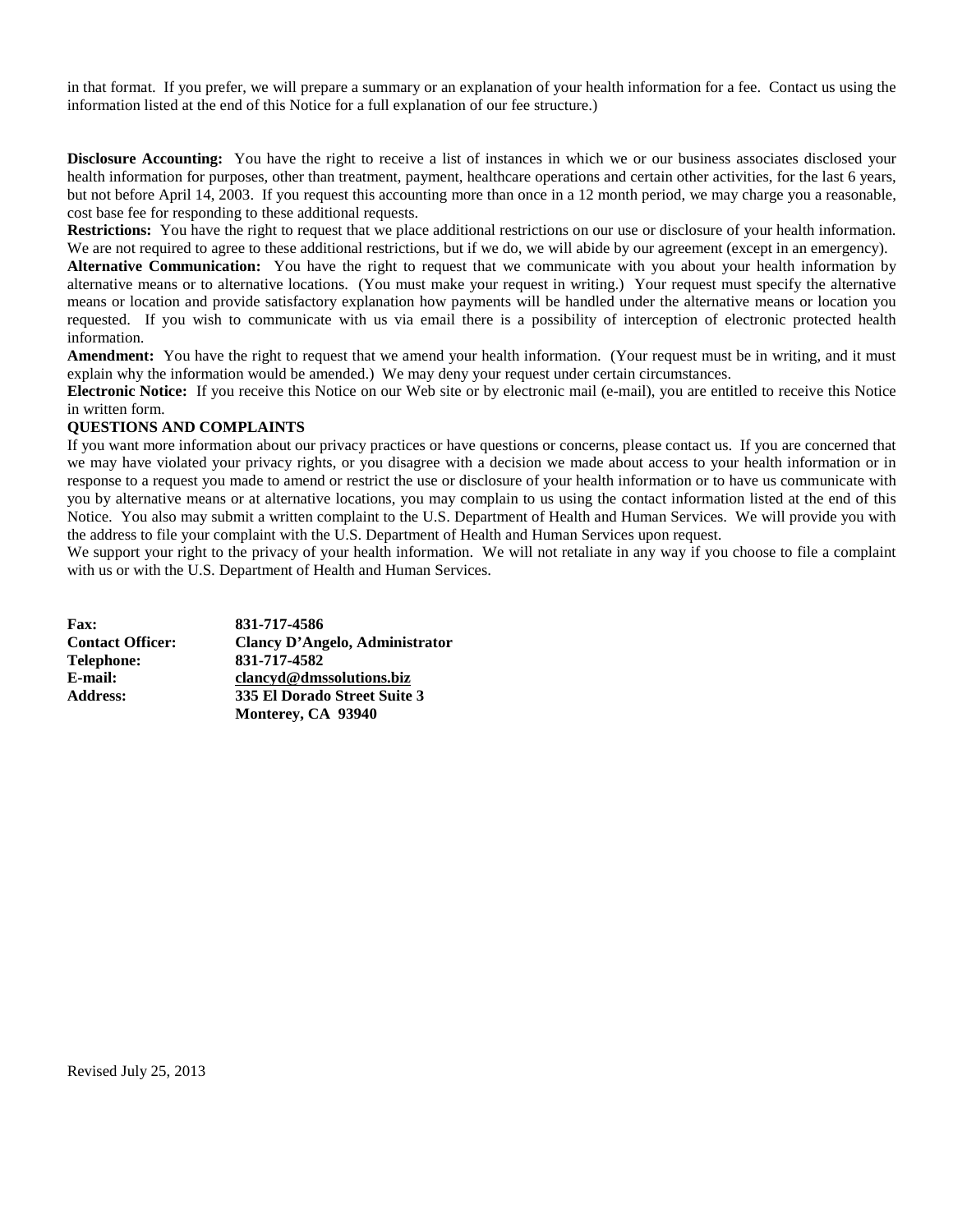in that format. If you prefer, we will prepare a summary or an explanation of your health information for a fee. Contact us using the information listed at the end of this Notice for a full explanation of our fee structure.)

**Disclosure Accounting:** You have the right to receive a list of instances in which we or our business associates disclosed your health information for purposes, other than treatment, payment, healthcare operations and certain other activities, for the last 6 years, but not before April 14, 2003. If you request this accounting more than once in a 12 month period, we may charge you a reasonable, cost base fee for responding to these additional requests.

**Restrictions:** You have the right to request that we place additional restrictions on our use or disclosure of your health information. We are not required to agree to these additional restrictions, but if we do, we will abide by our agreement (except in an emergency).

**Alternative Communication:** You have the right to request that we communicate with you about your health information by alternative means or to alternative locations. (You must make your request in writing.) Your request must specify the alternative means or location and provide satisfactory explanation how payments will be handled under the alternative means or location you requested. If you wish to communicate with us via email there is a possibility of interception of electronic protected health information.

**Amendment:** You have the right to request that we amend your health information. (Your request must be in writing, and it must explain why the information would be amended.) We may deny your request under certain circumstances.

**Electronic Notice:** If you receive this Notice on our Web site or by electronic mail (e-mail), you are entitled to receive this Notice in written form.

**QUESTIONS AND COMPLAINTS**

If you want more information about our privacy practices or have questions or concerns, please contact us. If you are concerned that we may have violated your privacy rights, or you disagree with a decision we made about access to your health information or in response to a request you made to amend or restrict the use or disclosure of your health information or to have us communicate with you by alternative means or at alternative locations, you may complain to us using the contact information listed at the end of this Notice. You also may submit a written complaint to the U.S. Department of Health and Human Services. We will provide you with the address to file your complaint with the U.S. Department of Health and Human Services upon request.

We support your right to the privacy of your health information. We will not retaliate in any way if you choose to file a complaint with us or with the U.S. Department of Health and Human Services.

| | |
|---|---|
| **Fax:** | **831-717-4586** |
| **Contact Officer:** | **Clancy D'Angelo, Administrator** |
| **Telephone:** | **831-717-4582** |
| **E-mail:** | **clancyd@dmssolutions.biz** |
| **Address:** | **335 El Dorado Street Suite 3**<br>**Monterey, CA 93940** |

Revised July 25, 2013